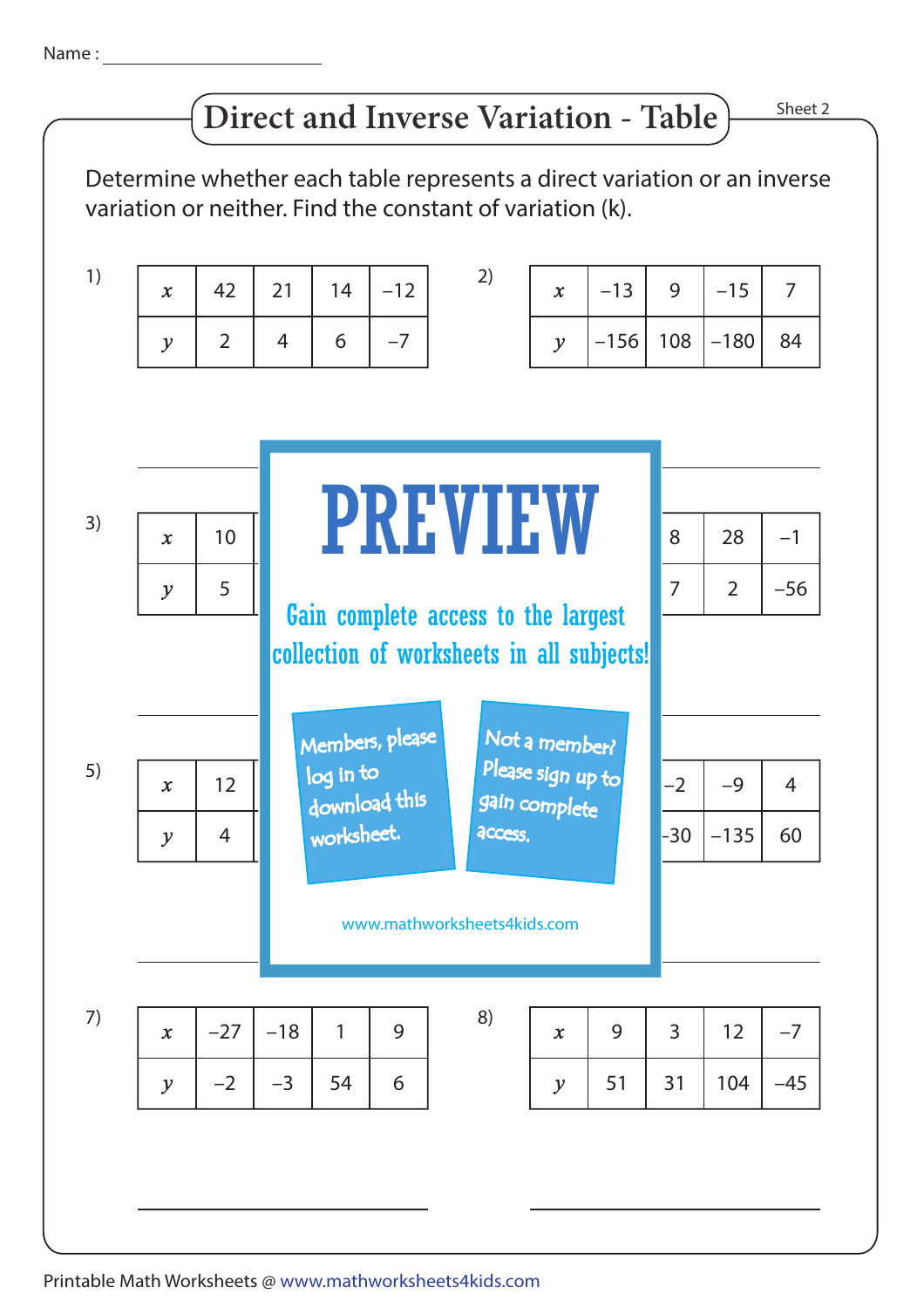Name : ________________________

# Direct and Inverse Variation - Table

Sheet 2

Determine whether each table represents a direct variation or an inverse variation or neither. Find the constant of variation (k).

1)

| $x$ | 42 | 21 | 14 | −12 |
|---|---|---|---|---|
| $y$ | 2 | 4 | 6 | −7 |

2)

| $x$ | −13 | 9 | −15 | 7 |
|---|---|---|---|---|
| $y$ | −156 | 108 | −180 | 84 |

3)

| $x$ | 10 | | | |
|---|---|---|---|---|
| $y$ | 5 | | | |

4)

| $x$ | | 8 | 28 | −1 |
|---|---|---|---|---|
| $y$ | | 7 | 2 | −56 |

PREVIEW

Gain complete access to the largest collection of worksheets in all subjects!

Members, please log in to download this worksheet.

Not a member? Please sign up to gain complete access.

www.mathworksheets4kids.com

5)

| $x$ | 12 | | | |
|---|---|---|---|---|
| $y$ | 4 | | | |

6)

| $x$ | −2 | −9 | 4 |
|---|---|---|---|
| $y$ | −30 | −135 | 60 |

7)

| $x$ | −27 | −18 | 1 | 9 |
|---|---|---|---|---|
| $y$ | −2 | −3 | 54 | 6 |

8)

| $x$ | 9 | 3 | 12 | −7 |
|---|---|---|---|---|
| $y$ | 51 | 31 | 104 | −45 |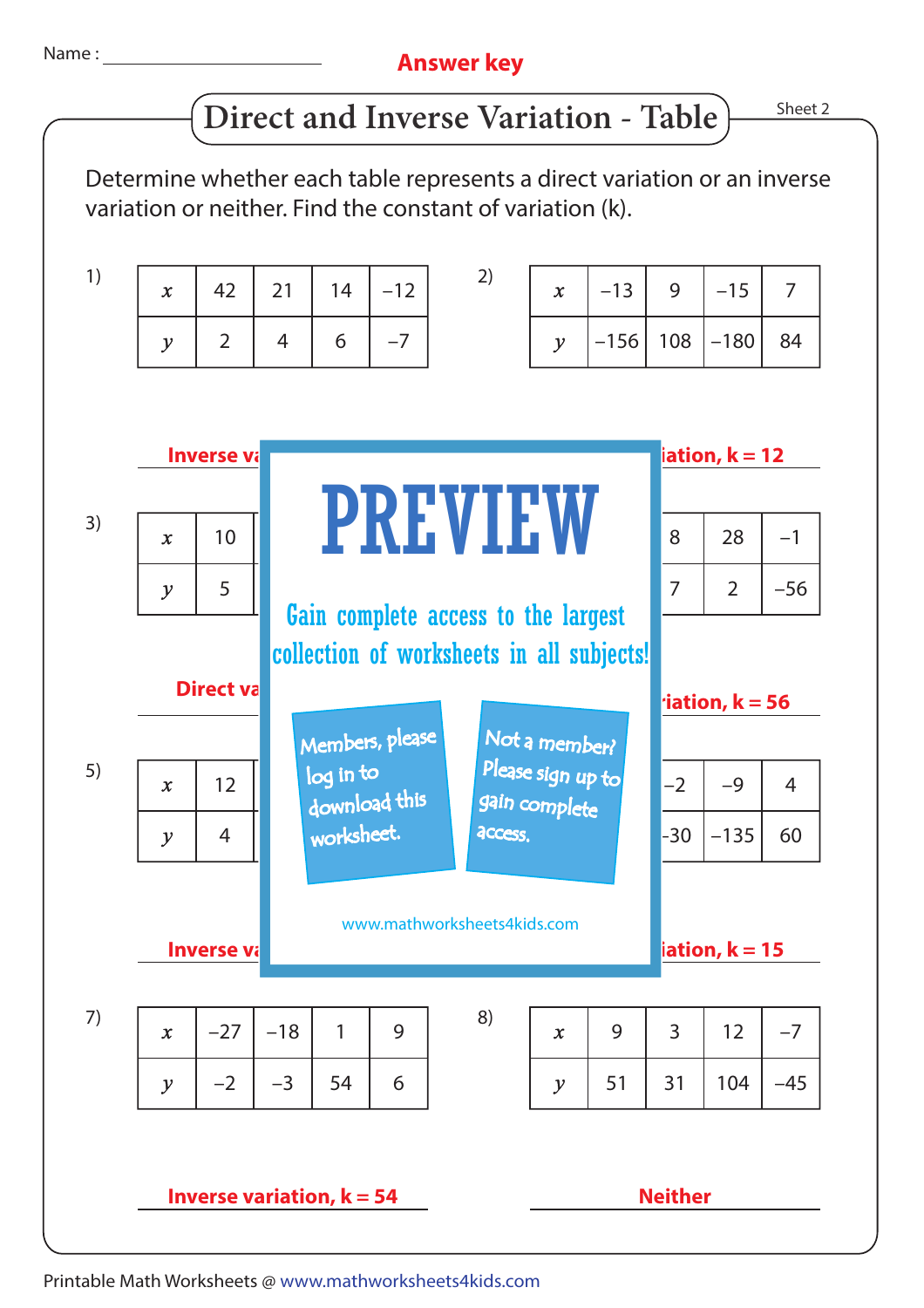Name : ________________________

**Answer key**

# Direct and Inverse Variation - Table

Sheet 2

Determine whether each table represents a direct variation or an inverse variation or neither. Find the constant of variation (k).

1)

| | | | | |
|---|---|---|---|---|
| $x$ | 42 | 21 | 14 | –12 |
| $y$ | 2 | 4 | 6 | –7 |

**Inverse va**

2)

| | | | | |
|---|---|---|---|---|
| $x$ | –13 | 9 | –15 | 7 |
| $y$ | –156 | 108 | –180 | 84 |

**iation, k = 12**

3)

| | |
|---|---|
| $x$ | 10 |
| $y$ | 5 |

**Direct va**

4)

| | | |
|---|---|---|
| 8 | 28 | –1 |
| 7 | 2 | –56 |

**iation, k = 56**

5)

| | |
|---|---|
| $x$ | 12 |
| $y$ | 4 |

**Inverse va**

6)

| | | |
|---|---|---|
| –2 | –9 | 4 |
| -30 | –135 | 60 |

**iation, k = 15**

**PREVIEW**

Gain complete access to the largest collection of worksheets in all subjects!

Members, please log in to download this worksheet.

Not a member? Please sign up to gain complete access.

www.mathworksheets4kids.com

7)

| | | | | |
|---|---|---|---|---|
| $x$ | –27 | –18 | 1 | 9 |
| $y$ | –2 | –3 | 54 | 6 |

**Inverse variation, k = 54**

8)

| | | | | |
|---|---|---|---|---|
| $x$ | 9 | 3 | 12 | –7 |
| $y$ | 51 | 31 | 104 | –45 |

**Neither**

Printable Math Worksheets @ www.mathworksheets4kids.com